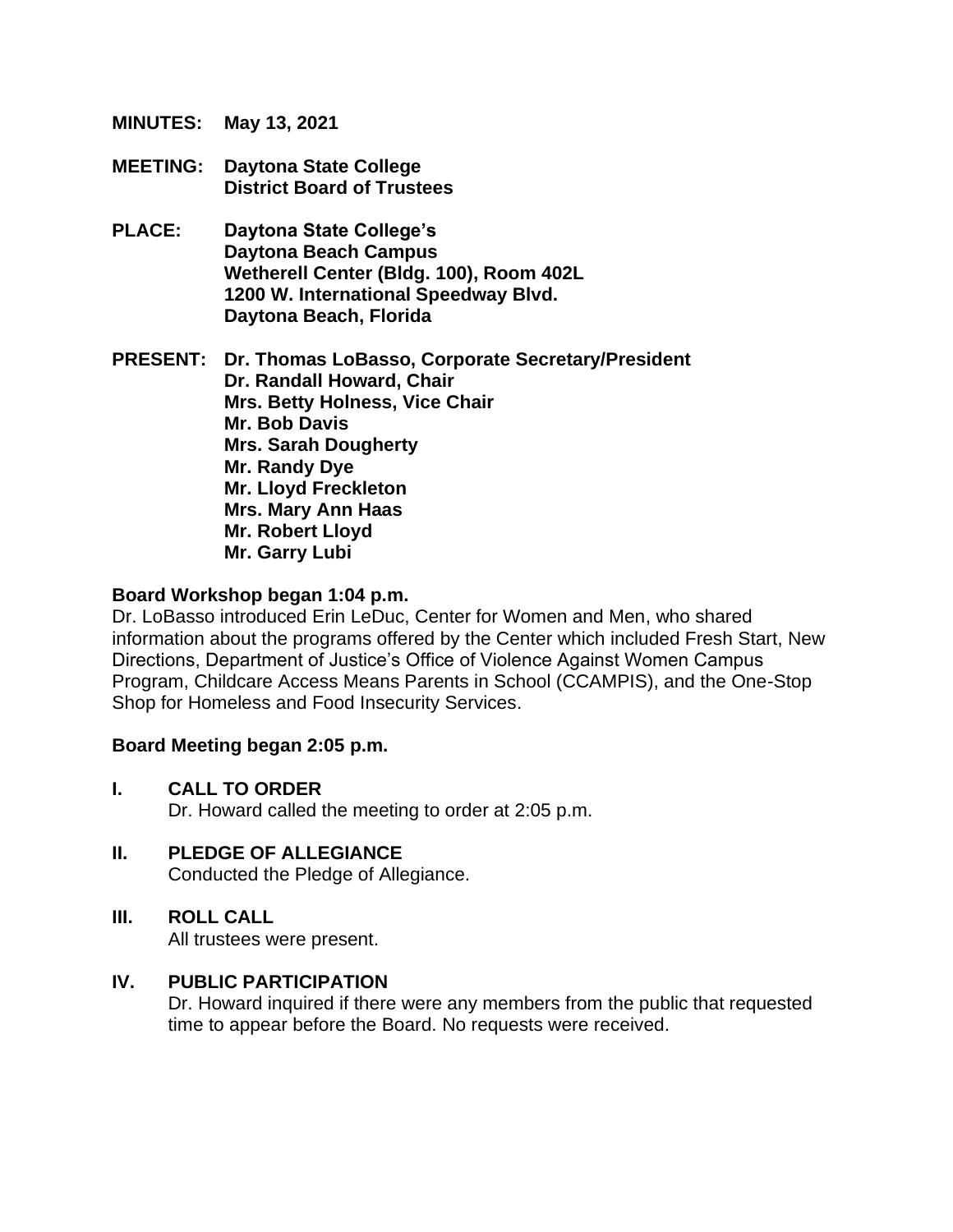**MINUTES:** **May 13, 2021**

**MEETING:** **Daytona State College**
**District Board of Trustees**

**PLACE:** **Daytona State College's**
**Daytona Beach Campus**
**Wetherell Center (Bldg. 100), Room 402L**
**1200 W. International Speedway Blvd.**
**Daytona Beach, Florida**

**PRESENT:** **Dr. Thomas LoBasso, Corporate Secretary/President**
**Dr. Randall Howard, Chair**
**Mrs. Betty Holness, Vice Chair**
**Mr. Bob Davis**
**Mrs. Sarah Dougherty**
**Mr. Randy Dye**
**Mr. Lloyd Freckleton**
**Mrs. Mary Ann Haas**
**Mr. Robert Lloyd**
**Mr. Garry Lubi**

**Board Workshop began 1:04 p.m.**

Dr. LoBasso introduced Erin LeDuc, Center for Women and Men, who shared information about the programs offered by the Center which included Fresh Start, New Directions, Department of Justice's Office of Violence Against Women Campus Program, Childcare Access Means Parents in School (CCAMPIS), and the One-Stop Shop for Homeless and Food Insecurity Services.

**Board Meeting began 2:05 p.m.**

## I. CALL TO ORDER

Dr. Howard called the meeting to order at 2:05 p.m.

## II. PLEDGE OF ALLEGIANCE

Conducted the Pledge of Allegiance.

## III. ROLL CALL

All trustees were present.

## IV. PUBLIC PARTICIPATION

Dr. Howard inquired if there were any members from the public that requested time to appear before the Board. No requests were received.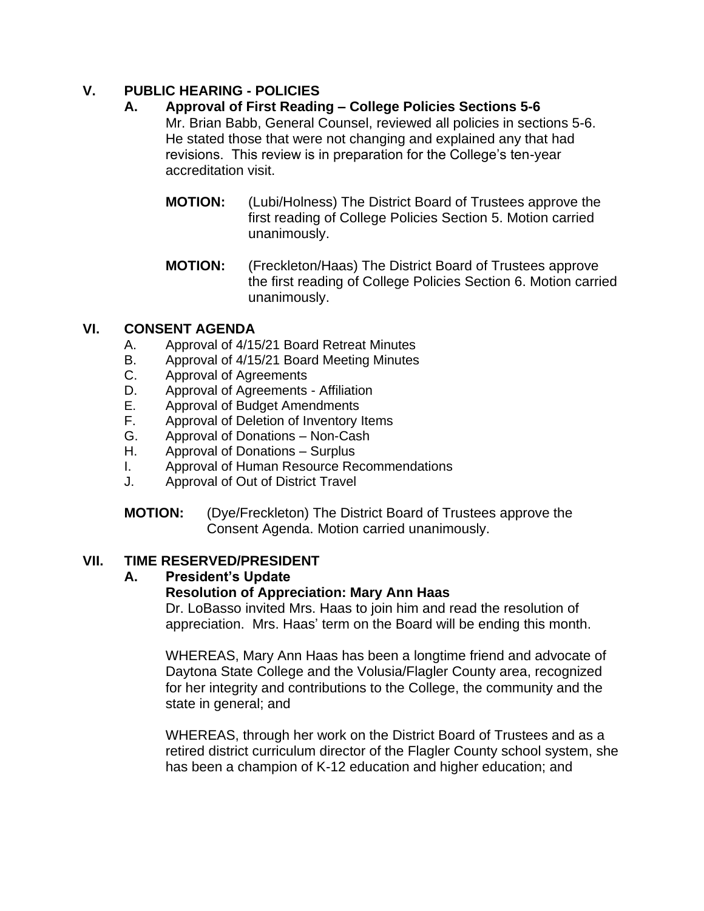## V. PUBLIC HEARING - POLICIES

### A. Approval of First Reading – College Policies Sections 5-6

Mr. Brian Babb, General Counsel, reviewed all policies in sections 5-6. He stated those that were not changing and explained any that had revisions. This review is in preparation for the College's ten-year accreditation visit.

**MOTION:** (Lubi/Holness) The District Board of Trustees approve the first reading of College Policies Section 5. Motion carried unanimously.

**MOTION:** (Freckleton/Haas) The District Board of Trustees approve the first reading of College Policies Section 6. Motion carried unanimously.

## VI. CONSENT AGENDA

A. Approval of 4/15/21 Board Retreat Minutes
B. Approval of 4/15/21 Board Meeting Minutes
C. Approval of Agreements
D. Approval of Agreements - Affiliation
E. Approval of Budget Amendments
F. Approval of Deletion of Inventory Items
G. Approval of Donations – Non-Cash
H. Approval of Donations – Surplus
I. Approval of Human Resource Recommendations
J. Approval of Out of District Travel

**MOTION:** (Dye/Freckleton) The District Board of Trustees approve the Consent Agenda. Motion carried unanimously.

## VII. TIME RESERVED/PRESIDENT

### A. President's Update

**Resolution of Appreciation: Mary Ann Haas**

Dr. LoBasso invited Mrs. Haas to join him and read the resolution of appreciation. Mrs. Haas' term on the Board will be ending this month.

WHEREAS, Mary Ann Haas has been a longtime friend and advocate of Daytona State College and the Volusia/Flagler County area, recognized for her integrity and contributions to the College, the community and the state in general; and

WHEREAS, through her work on the District Board of Trustees and as a retired district curriculum director of the Flagler County school system, she has been a champion of K-12 education and higher education; and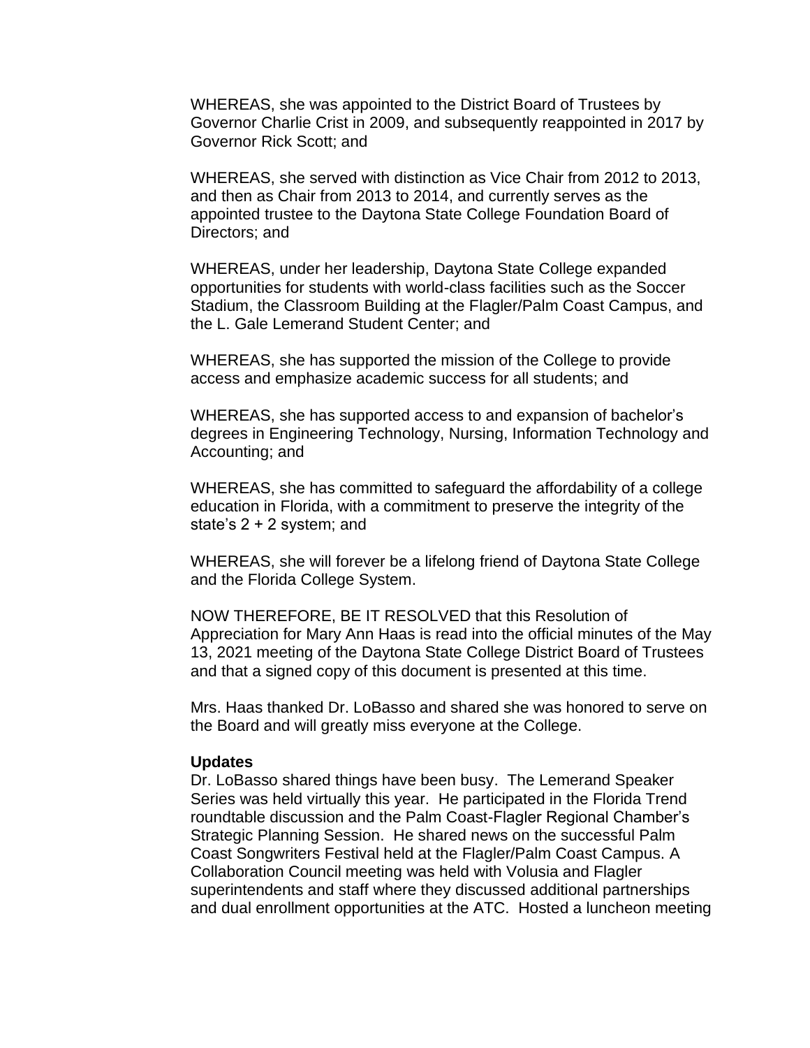WHEREAS, she was appointed to the District Board of Trustees by Governor Charlie Crist in 2009, and subsequently reappointed in 2017 by Governor Rick Scott; and

WHEREAS, she served with distinction as Vice Chair from 2012 to 2013, and then as Chair from 2013 to 2014, and currently serves as the appointed trustee to the Daytona State College Foundation Board of Directors; and

WHEREAS, under her leadership, Daytona State College expanded opportunities for students with world-class facilities such as the Soccer Stadium, the Classroom Building at the Flagler/Palm Coast Campus, and the L. Gale Lemerand Student Center; and

WHEREAS, she has supported the mission of the College to provide access and emphasize academic success for all students; and

WHEREAS, she has supported access to and expansion of bachelor's degrees in Engineering Technology, Nursing, Information Technology and Accounting; and

WHEREAS, she has committed to safeguard the affordability of a college education in Florida, with a commitment to preserve the integrity of the state's 2 + 2 system; and

WHEREAS, she will forever be a lifelong friend of Daytona State College and the Florida College System.

NOW THEREFORE, BE IT RESOLVED that this Resolution of Appreciation for Mary Ann Haas is read into the official minutes of the May 13, 2021 meeting of the Daytona State College District Board of Trustees and that a signed copy of this document is presented at this time.

Mrs. Haas thanked Dr. LoBasso and shared she was honored to serve on the Board and will greatly miss everyone at the College.

**Updates**

Dr. LoBasso shared things have been busy. The Lemerand Speaker Series was held virtually this year. He participated in the Florida Trend roundtable discussion and the Palm Coast-Flagler Regional Chamber's Strategic Planning Session. He shared news on the successful Palm Coast Songwriters Festival held at the Flagler/Palm Coast Campus. A Collaboration Council meeting was held with Volusia and Flagler superintendents and staff where they discussed additional partnerships and dual enrollment opportunities at the ATC. Hosted a luncheon meeting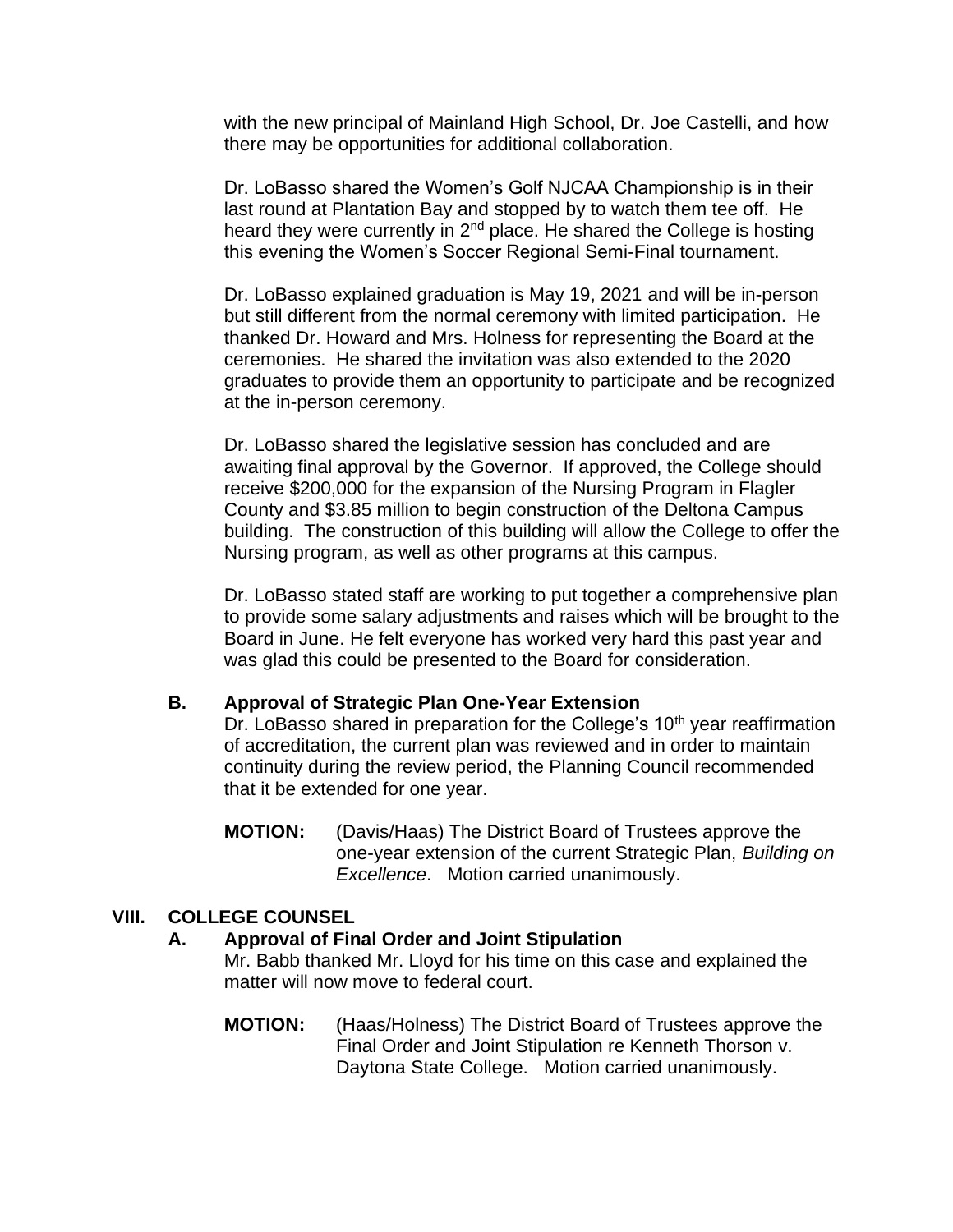with the new principal of Mainland High School, Dr. Joe Castelli, and how there may be opportunities for additional collaboration.

Dr. LoBasso shared the Women's Golf NJCAA Championship is in their last round at Plantation Bay and stopped by to watch them tee off. He heard they were currently in 2nd place. He shared the College is hosting this evening the Women's Soccer Regional Semi-Final tournament.

Dr. LoBasso explained graduation is May 19, 2021 and will be in-person but still different from the normal ceremony with limited participation. He thanked Dr. Howard and Mrs. Holness for representing the Board at the ceremonies. He shared the invitation was also extended to the 2020 graduates to provide them an opportunity to participate and be recognized at the in-person ceremony.

Dr. LoBasso shared the legislative session has concluded and are awaiting final approval by the Governor. If approved, the College should receive $200,000 for the expansion of the Nursing Program in Flagler County and $3.85 million to begin construction of the Deltona Campus building. The construction of this building will allow the College to offer the Nursing program, as well as other programs at this campus.

Dr. LoBasso stated staff are working to put together a comprehensive plan to provide some salary adjustments and raises which will be brought to the Board in June. He felt everyone has worked very hard this past year and was glad this could be presented to the Board for consideration.

### B. Approval of Strategic Plan One-Year Extension

Dr. LoBasso shared in preparation for the College's 10th year reaffirmation of accreditation, the current plan was reviewed and in order to maintain continuity during the review period, the Planning Council recommended that it be extended for one year.

**MOTION:** (Davis/Haas) The District Board of Trustees approve the one-year extension of the current Strategic Plan, *Building on Excellence*. Motion carried unanimously.

## VIII. COLLEGE COUNSEL

### A. Approval of Final Order and Joint Stipulation

Mr. Babb thanked Mr. Lloyd for his time on this case and explained the matter will now move to federal court.

**MOTION:** (Haas/Holness) The District Board of Trustees approve the Final Order and Joint Stipulation re Kenneth Thorson v. Daytona State College. Motion carried unanimously.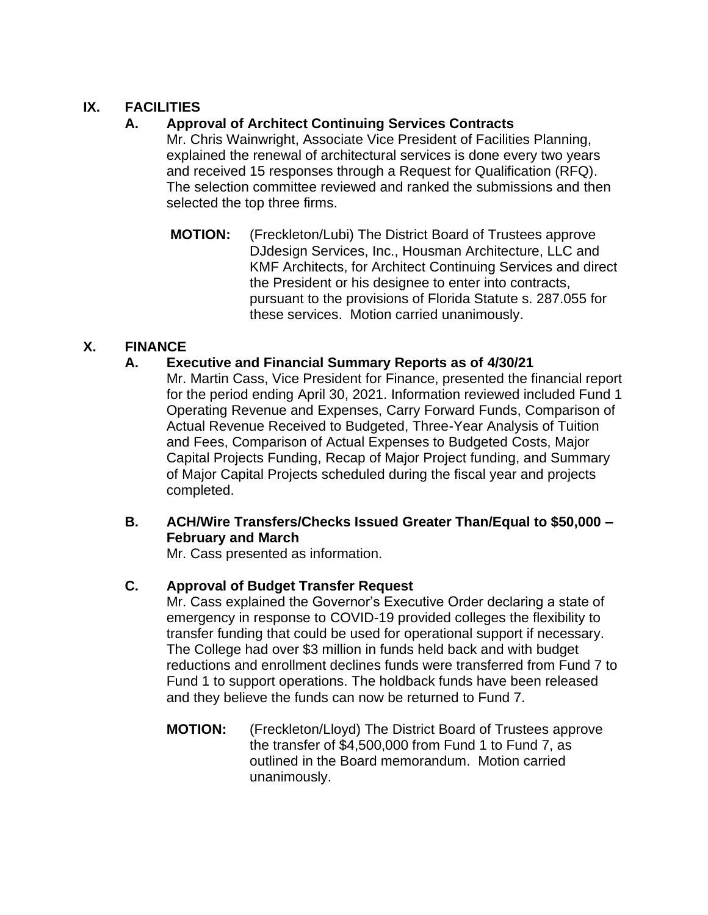## IX. FACILITIES

### A. Approval of Architect Continuing Services Contracts

Mr. Chris Wainwright, Associate Vice President of Facilities Planning, explained the renewal of architectural services is done every two years and received 15 responses through a Request for Qualification (RFQ). The selection committee reviewed and ranked the submissions and then selected the top three firms.

**MOTION:** (Freckleton/Lubi) The District Board of Trustees approve DJdesign Services, Inc., Housman Architecture, LLC and KMF Architects, for Architect Continuing Services and direct the President or his designee to enter into contracts, pursuant to the provisions of Florida Statute s. 287.055 for these services. Motion carried unanimously.

## X. FINANCE

### A. Executive and Financial Summary Reports as of 4/30/21

Mr. Martin Cass, Vice President for Finance, presented the financial report for the period ending April 30, 2021. Information reviewed included Fund 1 Operating Revenue and Expenses, Carry Forward Funds, Comparison of Actual Revenue Received to Budgeted, Three-Year Analysis of Tuition and Fees, Comparison of Actual Expenses to Budgeted Costs, Major Capital Projects Funding, Recap of Major Project funding, and Summary of Major Capital Projects scheduled during the fiscal year and projects completed.

### B. ACH/Wire Transfers/Checks Issued Greater Than/Equal to $50,000 – February and March

Mr. Cass presented as information.

### C. Approval of Budget Transfer Request

Mr. Cass explained the Governor's Executive Order declaring a state of emergency in response to COVID-19 provided colleges the flexibility to transfer funding that could be used for operational support if necessary. The College had over $3 million in funds held back and with budget reductions and enrollment declines funds were transferred from Fund 7 to Fund 1 to support operations. The holdback funds have been released and they believe the funds can now be returned to Fund 7.

**MOTION:** (Freckleton/Lloyd) The District Board of Trustees approve the transfer of $4,500,000 from Fund 1 to Fund 7, as outlined in the Board memorandum. Motion carried unanimously.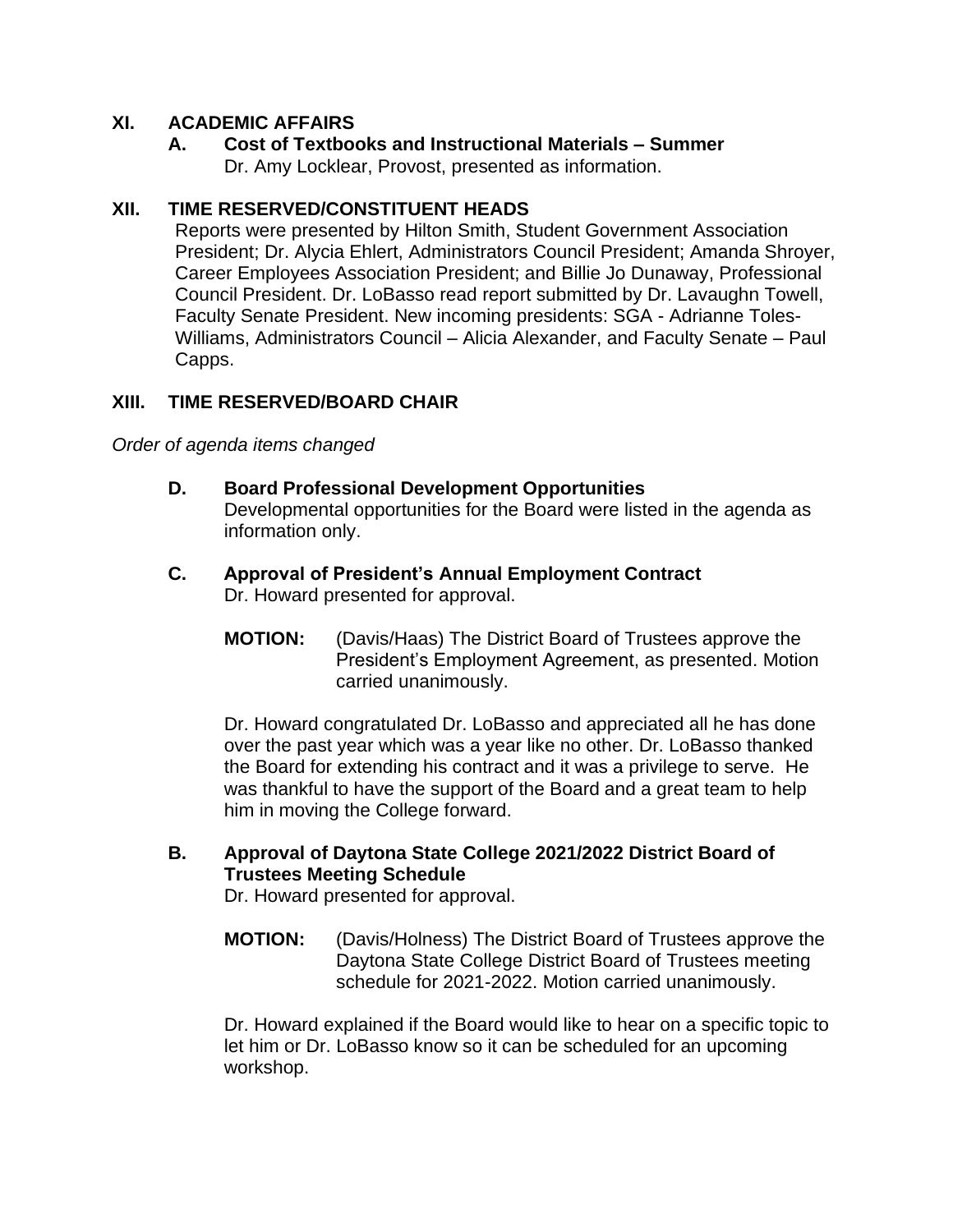## XI. ACADEMIC AFFAIRS

### A. Cost of Textbooks and Instructional Materials – Summer

Dr. Amy Locklear, Provost, presented as information.

## XII. TIME RESERVED/CONSTITUENT HEADS

Reports were presented by Hilton Smith, Student Government Association President; Dr. Alycia Ehlert, Administrators Council President; Amanda Shroyer, Career Employees Association President; and Billie Jo Dunaway, Professional Council President. Dr. LoBasso read report submitted by Dr. Lavaughn Towell, Faculty Senate President. New incoming presidents: SGA - Adrianne Toles-Williams, Administrators Council – Alicia Alexander, and Faculty Senate – Paul Capps.

## XIII. TIME RESERVED/BOARD CHAIR

*Order of agenda items changed*

### D. Board Professional Development Opportunities

Developmental opportunities for the Board were listed in the agenda as information only.

### C. Approval of President's Annual Employment Contract

Dr. Howard presented for approval.

**MOTION:** (Davis/Haas) The District Board of Trustees approve the President's Employment Agreement, as presented. Motion carried unanimously.

Dr. Howard congratulated Dr. LoBasso and appreciated all he has done over the past year which was a year like no other. Dr. LoBasso thanked the Board for extending his contract and it was a privilege to serve. He was thankful to have the support of the Board and a great team to help him in moving the College forward.

### B. Approval of Daytona State College 2021/2022 District Board of Trustees Meeting Schedule

Dr. Howard presented for approval.

**MOTION:** (Davis/Holness) The District Board of Trustees approve the Daytona State College District Board of Trustees meeting schedule for 2021-2022. Motion carried unanimously.

Dr. Howard explained if the Board would like to hear on a specific topic to let him or Dr. LoBasso know so it can be scheduled for an upcoming workshop.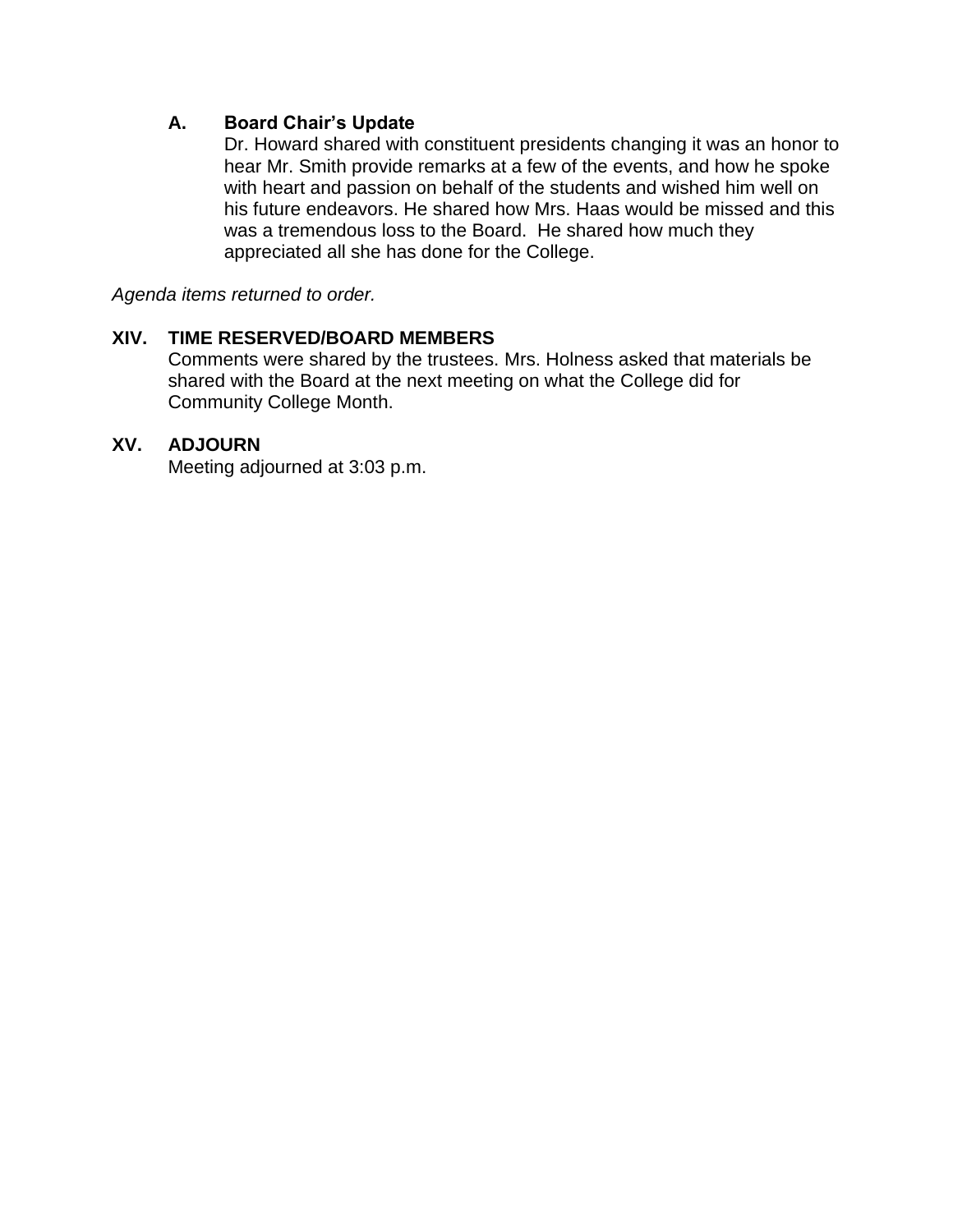### A. Board Chair's Update

Dr. Howard shared with constituent presidents changing it was an honor to hear Mr. Smith provide remarks at a few of the events, and how he spoke with heart and passion on behalf of the students and wished him well on his future endeavors. He shared how Mrs. Haas would be missed and this was a tremendous loss to the Board. He shared how much they appreciated all she has done for the College.

*Agenda items returned to order.*

## XIV. TIME RESERVED/BOARD MEMBERS

Comments were shared by the trustees. Mrs. Holness asked that materials be shared with the Board at the next meeting on what the College did for Community College Month.

## XV. ADJOURN

Meeting adjourned at 3:03 p.m.